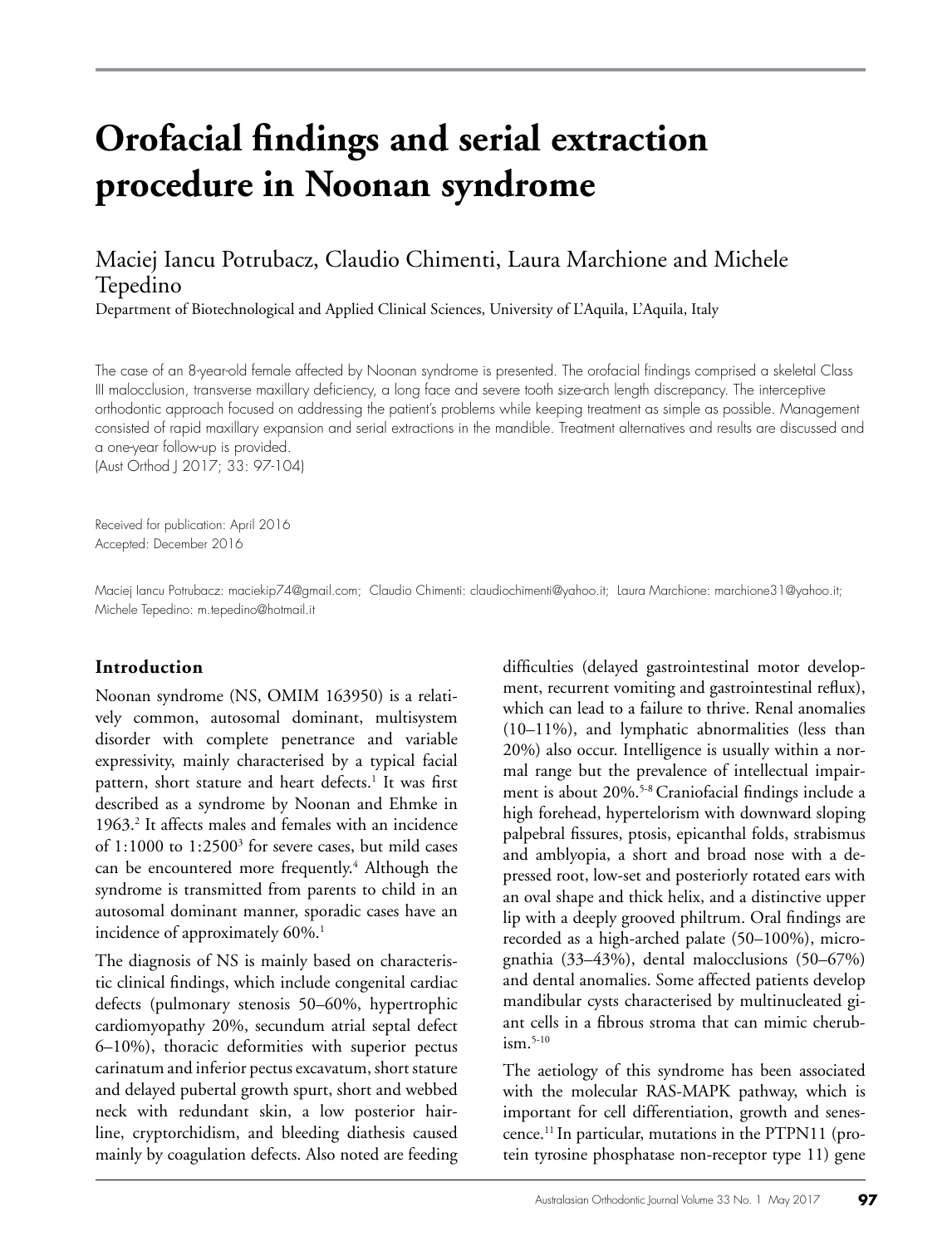# Orofacial findings and serial extraction procedure in Noonan syndrome

Maciej Iancu Potrubacz, Claudio Chimenti, Laura Marchione and Michele Tepedino

Department of Biotechnological and Applied Clinical Sciences, University of L'Aquila, L'Aquila, Italy

The case of an 8-year-old female affected by Noonan syndrome is presented. The orofacial findings comprised a skeletal Class III malocclusion, transverse maxillary deficiency, a long face and severe tooth size-arch length discrepancy. The interceptive orthodontic approach focused on addressing the patient's problems while keeping treatment as simple as possible. Management consisted of rapid maxillary expansion and serial extractions in the mandible. Treatment alternatives and results are discussed and a one-year follow-up is provided.
(Aust Orthod J 2017; 33: 97-104)

Received for publication: April 2016
Accepted: December 2016

Maciej Iancu Potrubacz: maciekip74@gmail.com; Claudio Chimenti: claudiochimenti@yahoo.it; Laura Marchione: marchione31@yahoo.it; Michele Tepedino: m.tepedino@hotmail.it

## Introduction

Noonan syndrome (NS, OMIM 163950) is a relatively common, autosomal dominant, multisystem disorder with complete penetrance and variable expressivity, mainly characterised by a typical facial pattern, short stature and heart defects.[1] It was first described as a syndrome by Noonan and Ehmke in 1963.[2] It affects males and females with an incidence of 1:1000 to 1:2500[3] for severe cases, but mild cases can be encountered more frequently.[4] Although the syndrome is transmitted from parents to child in an autosomal dominant manner, sporadic cases have an incidence of approximately 60%.[1]

The diagnosis of NS is mainly based on characteristic clinical findings, which include congenital cardiac defects (pulmonary stenosis 50–60%, hypertrophic cardiomyopathy 20%, secundum atrial septal defect 6–10%), thoracic deformities with superior pectus carinatum and inferior pectus excavatum, short stature and delayed pubertal growth spurt, short and webbed neck with redundant skin, a low posterior hairline, cryptorchidism, and bleeding diathesis caused mainly by coagulation defects. Also noted are feeding difficulties (delayed gastrointestinal motor development, recurrent vomiting and gastrointestinal reflux), which can lead to a failure to thrive. Renal anomalies (10–11%), and lymphatic abnormalities (less than 20%) also occur. Intelligence is usually within a normal range but the prevalence of intellectual impairment is about 20%.[5-8] Craniofacial findings include a high forehead, hypertelorism with downward sloping palpebral fissures, ptosis, epicanthal folds, strabismus and amblyopia, a short and broad nose with a depressed root, low-set and posteriorly rotated ears with an oval shape and thick helix, and a distinctive upper lip with a deeply grooved philtrum. Oral findings are recorded as a high-arched palate (50–100%), micrognathia (33–43%), dental malocclusions (50–67%) and dental anomalies. Some affected patients develop mandibular cysts characterised by multinucleated giant cells in a fibrous stroma that can mimic cherubism.[5-10]

The aetiology of this syndrome has been associated with the molecular RAS-MAPK pathway, which is important for cell differentiation, growth and senescence.[11] In particular, mutations in the PTPN11 (protein tyrosine phosphatase non-receptor type 11) gene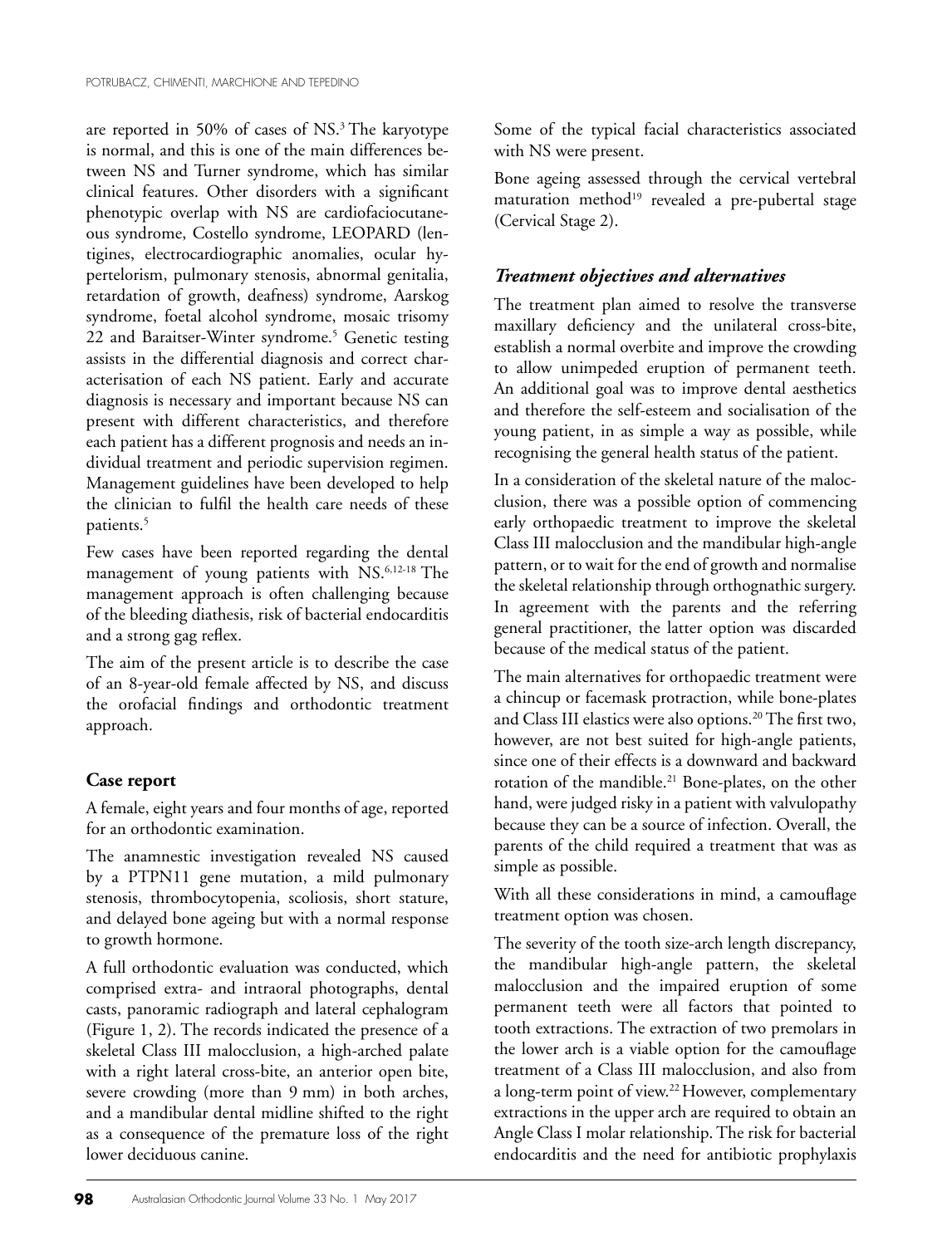are reported in 50% of cases of NS.[3] The karyotype is normal, and this is one of the main differences between NS and Turner syndrome, which has similar clinical features. Other disorders with a significant phenotypic overlap with NS are cardiofaciocutaneous syndrome, Costello syndrome, LEOPARD (lentigines, electrocardiographic anomalies, ocular hypertelorism, pulmonary stenosis, abnormal genitalia, retardation of growth, deafness) syndrome, Aarskog syndrome, foetal alcohol syndrome, mosaic trisomy 22 and Baraitser-Winter syndrome.[5] Genetic testing assists in the differential diagnosis and correct characterisation of each NS patient. Early and accurate diagnosis is necessary and important because NS can present with different characteristics, and therefore each patient has a different prognosis and needs an individual treatment and periodic supervision regimen. Management guidelines have been developed to help the clinician to fulfil the health care needs of these patients.[5]

Few cases have been reported regarding the dental management of young patients with NS.[6,12-18] The management approach is often challenging because of the bleeding diathesis, risk of bacterial endocarditis and a strong gag reflex.

The aim of the present article is to describe the case of an 8-year-old female affected by NS, and discuss the orofacial findings and orthodontic treatment approach.

## Case report

A female, eight years and four months of age, reported for an orthodontic examination.

The anamnestic investigation revealed NS caused by a PTPN11 gene mutation, a mild pulmonary stenosis, thrombocytopenia, scoliosis, short stature, and delayed bone ageing but with a normal response to growth hormone.

A full orthodontic evaluation was conducted, which comprised extra- and intraoral photographs, dental casts, panoramic radiograph and lateral cephalogram (Figure 1, 2). The records indicated the presence of a skeletal Class III malocclusion, a high-arched palate with a right lateral cross-bite, an anterior open bite, severe crowding (more than 9 mm) in both arches, and a mandibular dental midline shifted to the right as a consequence of the premature loss of the right lower deciduous canine.

Some of the typical facial characteristics associated with NS were present.

Bone ageing assessed through the cervical vertebral maturation method[19] revealed a pre-pubertal stage (Cervical Stage 2).

### *Treatment objectives and alternatives*

The treatment plan aimed to resolve the transverse maxillary deficiency and the unilateral cross-bite, establish a normal overbite and improve the crowding to allow unimpeded eruption of permanent teeth. An additional goal was to improve dental aesthetics and therefore the self-esteem and socialisation of the young patient, in as simple a way as possible, while recognising the general health status of the patient.

In a consideration of the skeletal nature of the malocclusion, there was a possible option of commencing early orthopaedic treatment to improve the skeletal Class III malocclusion and the mandibular high-angle pattern, or to wait for the end of growth and normalise the skeletal relationship through orthognathic surgery. In agreement with the parents and the referring general practitioner, the latter option was discarded because of the medical status of the patient.

The main alternatives for orthopaedic treatment were a chincup or facemask protraction, while bone-plates and Class III elastics were also options.[20] The first two, however, are not best suited for high-angle patients, since one of their effects is a downward and backward rotation of the mandible.[21] Bone-plates, on the other hand, were judged risky in a patient with valvulopathy because they can be a source of infection. Overall, the parents of the child required a treatment that was as simple as possible.

With all these considerations in mind, a camouflage treatment option was chosen.

The severity of the tooth size-arch length discrepancy, the mandibular high-angle pattern, the skeletal malocclusion and the impaired eruption of some permanent teeth were all factors that pointed to tooth extractions. The extraction of two premolars in the lower arch is a viable option for the camouflage treatment of a Class III malocclusion, and also from a long-term point of view.[22] However, complementary extractions in the upper arch are required to obtain an Angle Class I molar relationship. The risk for bacterial endocarditis and the need for antibiotic prophylaxis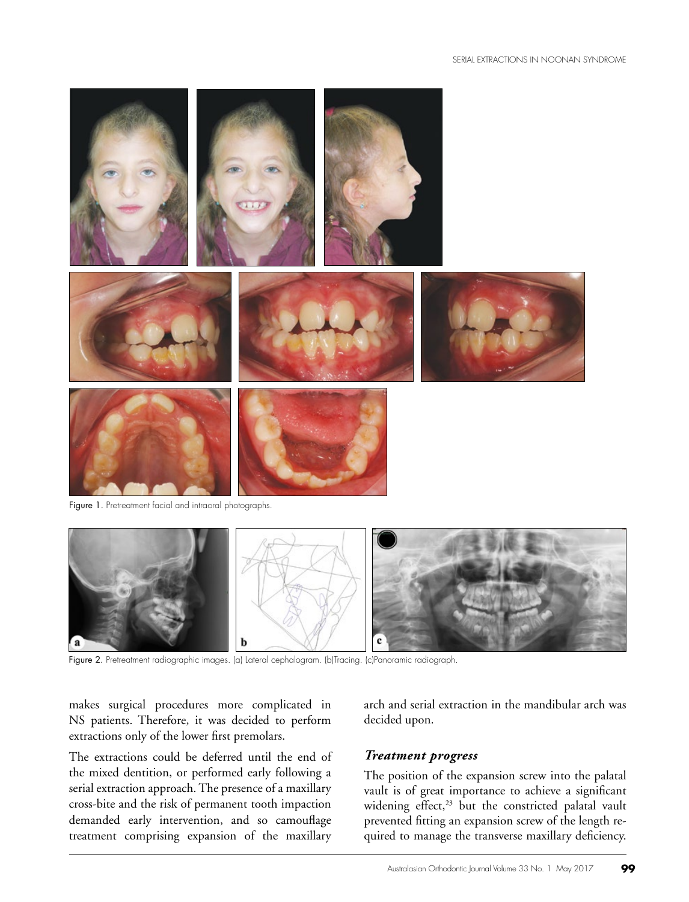Figure 1. Pretreatment facial and intraoral photographs.

Figure 2. Pretreatment radiographic images. (a) Lateral cephalogram. (b)Tracing. (c)Panoramic radiograph.

makes surgical procedures more complicated in NS patients. Therefore, it was decided to perform extractions only of the lower first premolars.

The extractions could be deferred until the end of the mixed dentition, or performed early following a serial extraction approach. The presence of a maxillary cross-bite and the risk of permanent tooth impaction demanded early intervention, and so camouflage treatment comprising expansion of the maxillary arch and serial extraction in the mandibular arch was decided upon.

### *Treatment progress*

The position of the expansion screw into the palatal vault is of great importance to achieve a significant widening effect,[23] but the constricted palatal vault prevented fitting an expansion screw of the length required to manage the transverse maxillary deficiency.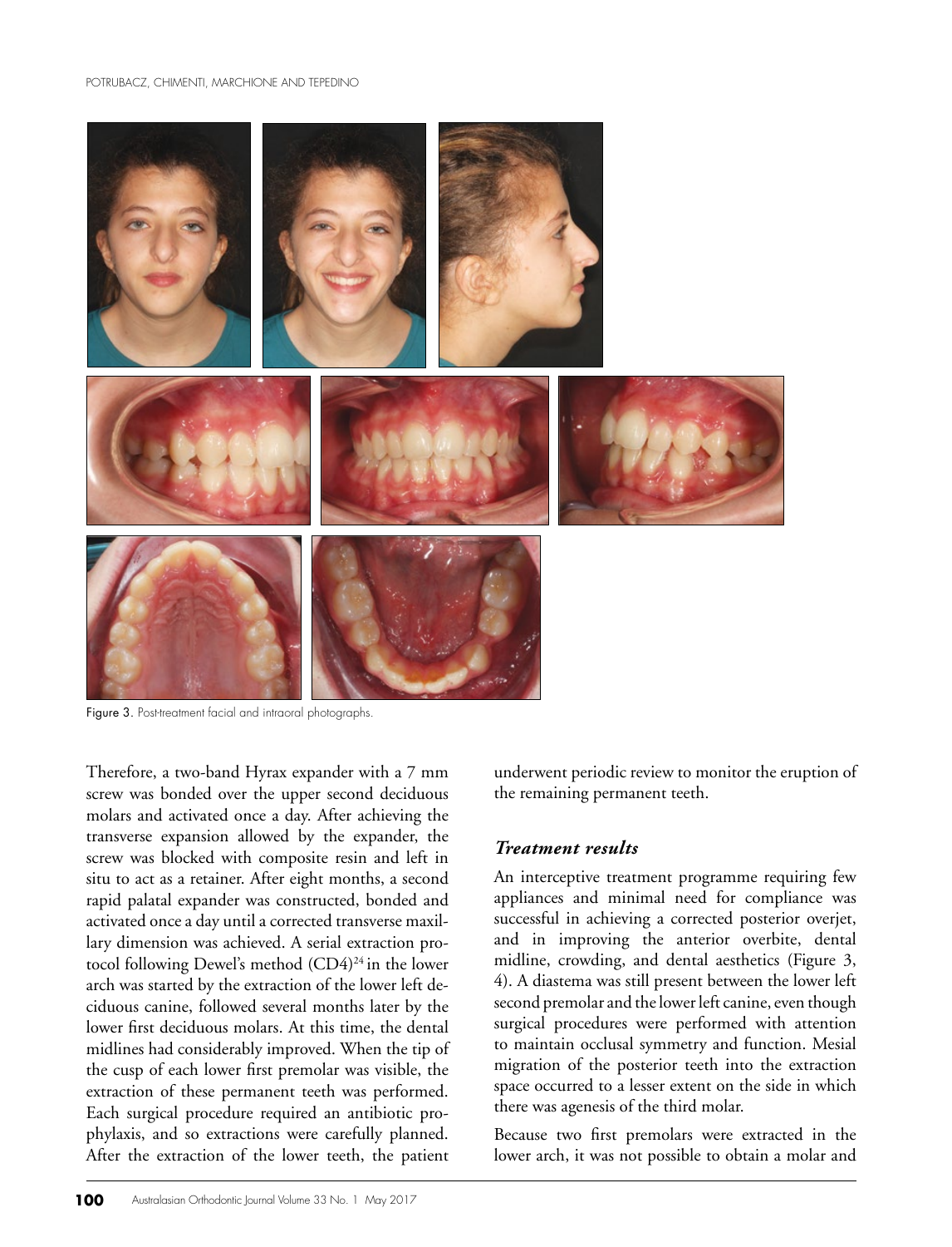Figure 3. Post-treatment facial and intraoral photographs.

Therefore, a two-band Hyrax expander with a 7 mm screw was bonded over the upper second deciduous molars and activated once a day. After achieving the transverse expansion allowed by the expander, the screw was blocked with composite resin and left in situ to act as a retainer. After eight months, a second rapid palatal expander was constructed, bonded and activated once a day until a corrected transverse maxillary dimension was achieved. A serial extraction protocol following Dewel's method (CD4)[24] in the lower arch was started by the extraction of the lower left deciduous canine, followed several months later by the lower first deciduous molars. At this time, the dental midlines had considerably improved. When the tip of the cusp of each lower first premolar was visible, the extraction of these permanent teeth was performed. Each surgical procedure required an antibiotic prophylaxis, and so extractions were carefully planned. After the extraction of the lower teeth, the patient underwent periodic review to monitor the eruption of the remaining permanent teeth.

### *Treatment results*

An interceptive treatment programme requiring few appliances and minimal need for compliance was successful in achieving a corrected posterior overjet, and in improving the anterior overbite, dental midline, crowding, and dental aesthetics (Figure 3, 4). A diastema was still present between the lower left second premolar and the lower left canine, even though surgical procedures were performed with attention to maintain occlusal symmetry and function. Mesial migration of the posterior teeth into the extraction space occurred to a lesser extent on the side in which there was agenesis of the third molar.

Because two first premolars were extracted in the lower arch, it was not possible to obtain a molar and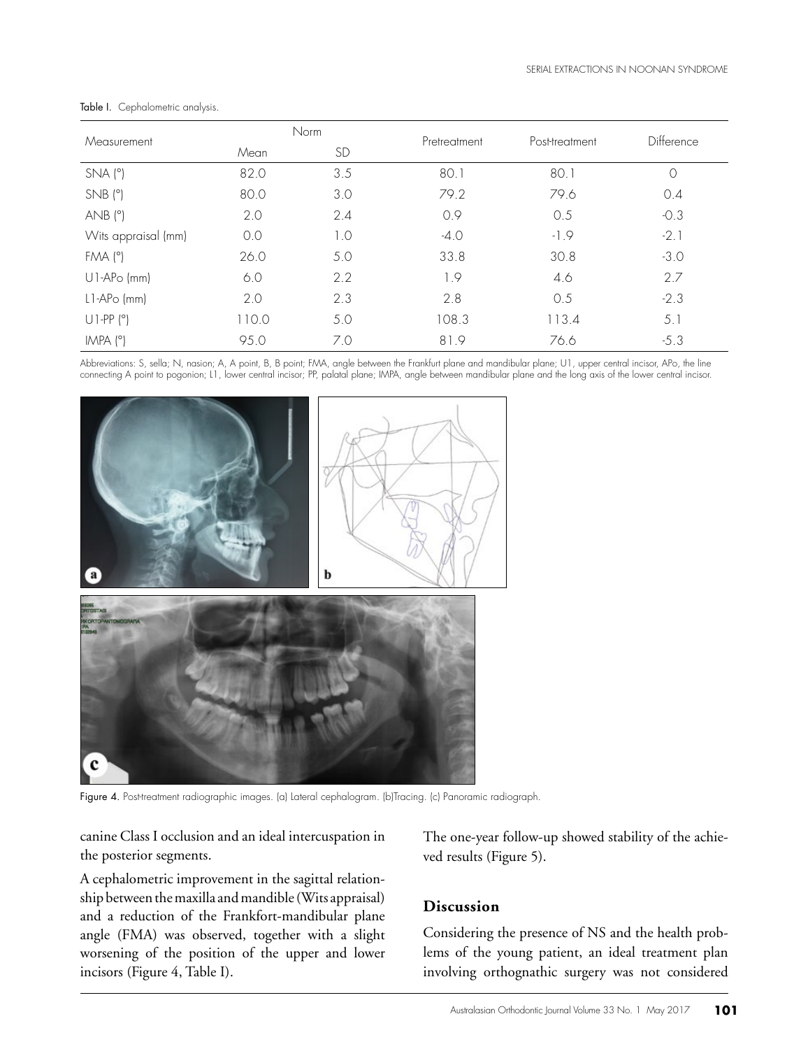Table I. Cephalometric analysis.

| Measurement | Norm | | Pretreatment | Post-treatment | Difference |
|---|---|---|---|---|---|
| | Mean | SD | | | |
| SNA (°) | 82.0 | 3.5 | 80.1 | 80.1 | 0 |
| SNB (°) | 80.0 | 3.0 | 79.2 | 79.6 | 0.4 |
| ANB (°) | 2.0 | 2.4 | 0.9 | 0.5 | -0.3 |
| Wits appraisal (mm) | 0.0 | 1.0 | -4.0 | -1.9 | -2.1 |
| FMA (°) | 26.0 | 5.0 | 33.8 | 30.8 | -3.0 |
| U1-APo (mm) | 6.0 | 2.2 | 1.9 | 4.6 | 2.7 |
| L1-APo (mm) | 2.0 | 2.3 | 2.8 | 0.5 | -2.3 |
| U1-PP (°) | 110.0 | 5.0 | 108.3 | 113.4 | 5.1 |
| IMPA (°) | 95.0 | 7.0 | 81.9 | 76.6 | -5.3 |

Abbreviations: S, sella; N, nasion; A, A point, B, B point; FMA, angle between the Frankfurt plane and mandibular plane; U1, upper central incisor, APo, the line connecting A point to pogonion; L1, lower central incisor; PP, palatal plane; IMPA, angle between mandibular plane and the long axis of the lower central incisor.

Figure 4. Post-treatment radiographic images. (a) Lateral cephalogram. (b)Tracing. (c) Panoramic radiograph.

canine Class I occlusion and an ideal intercuspation in the posterior segments.

A cephalometric improvement in the sagittal relationship between the maxilla and mandible (Wits appraisal) and a reduction of the Frankfort-mandibular plane angle (FMA) was observed, together with a slight worsening of the position of the upper and lower incisors (Figure 4, Table I).

The one-year follow-up showed stability of the achieved results (Figure 5).

## Discussion

Considering the presence of NS and the health problems of the young patient, an ideal treatment plan involving orthognathic surgery was not considered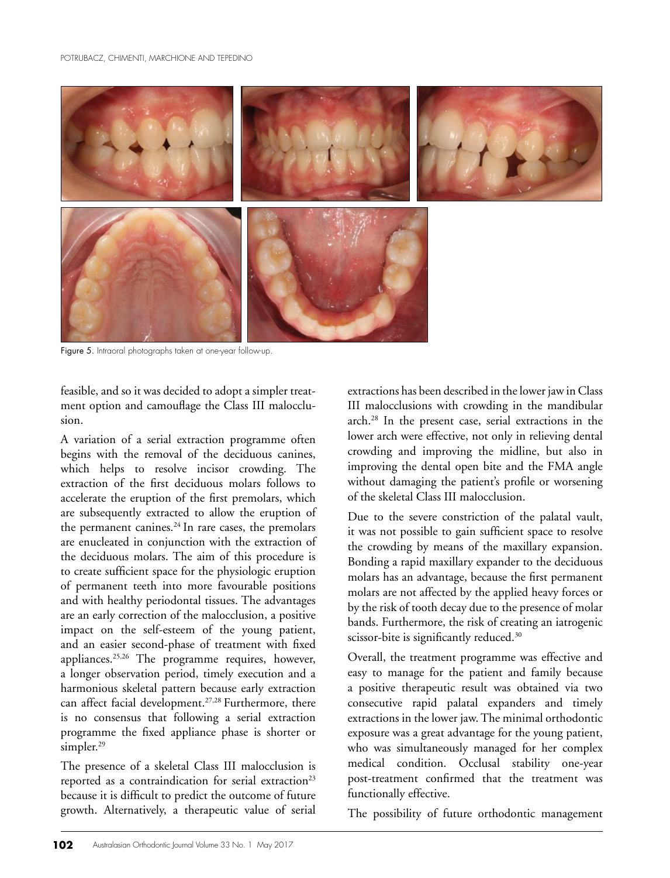Figure 5. Intraoral photographs taken at one-year follow-up.

feasible, and so it was decided to adopt a simpler treatment option and camouflage the Class III malocclusion.

A variation of a serial extraction programme often begins with the removal of the deciduous canines, which helps to resolve incisor crowding. The extraction of the first deciduous molars follows to accelerate the eruption of the first premolars, which are subsequently extracted to allow the eruption of the permanent canines.[24] In rare cases, the premolars are enucleated in conjunction with the extraction of the deciduous molars. The aim of this procedure is to create sufficient space for the physiologic eruption of permanent teeth into more favourable positions and with healthy periodontal tissues. The advantages are an early correction of the malocclusion, a positive impact on the self-esteem of the young patient, and an easier second-phase of treatment with fixed appliances.[25,26] The programme requires, however, a longer observation period, timely execution and a harmonious skeletal pattern because early extraction can affect facial development.[27,28] Furthermore, there is no consensus that following a serial extraction programme the fixed appliance phase is shorter or simpler.[29]

The presence of a skeletal Class III malocclusion is reported as a contraindication for serial extraction[23] because it is difficult to predict the outcome of future growth. Alternatively, a therapeutic value of serial extractions has been described in the lower jaw in Class III malocclusions with crowding in the mandibular arch.[28] In the present case, serial extractions in the lower arch were effective, not only in relieving dental crowding and improving the midline, but also in improving the dental open bite and the FMA angle without damaging the patient's profile or worsening of the skeletal Class III malocclusion.

Due to the severe constriction of the palatal vault, it was not possible to gain sufficient space to resolve the crowding by means of the maxillary expansion. Bonding a rapid maxillary expander to the deciduous molars has an advantage, because the first permanent molars are not affected by the applied heavy forces or by the risk of tooth decay due to the presence of molar bands. Furthermore, the risk of creating an iatrogenic scissor-bite is significantly reduced.[30]

Overall, the treatment programme was effective and easy to manage for the patient and family because a positive therapeutic result was obtained via two consecutive rapid palatal expanders and timely extractions in the lower jaw. The minimal orthodontic exposure was a great advantage for the young patient, who was simultaneously managed for her complex medical condition. Occlusal stability one-year post-treatment confirmed that the treatment was functionally effective.

The possibility of future orthodontic management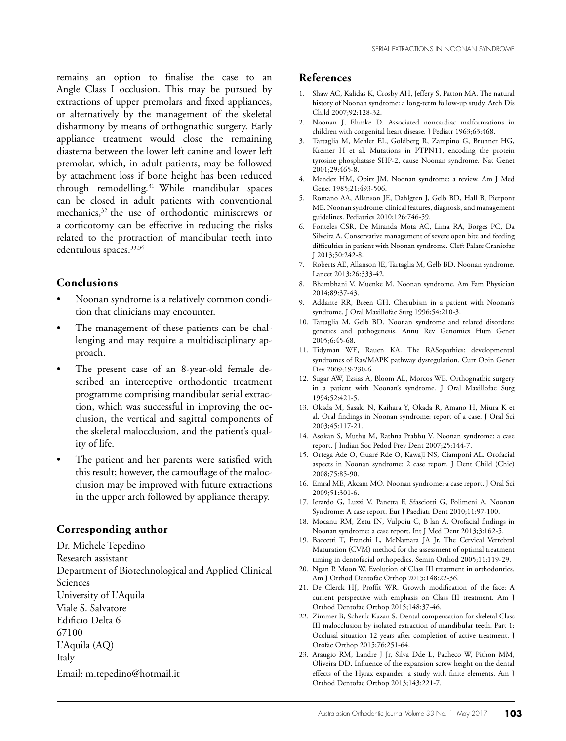remains an option to finalise the case to an Angle Class I occlusion. This may be pursued by extractions of upper premolars and fixed appliances, or alternatively by the management of the skeletal disharmony by means of orthognathic surgery. Early appliance treatment would close the remaining diastema between the lower left canine and lower left premolar, which, in adult patients, may be followed by attachment loss if bone height has been reduced through remodelling.[31] While mandibular spaces can be closed in adult patients with conventional mechanics,[32] the use of orthodontic miniscrews or a corticotomy can be effective in reducing the risks related to the protraction of mandibular teeth into edentulous spaces.[33,34]

## Conclusions

- Noonan syndrome is a relatively common condition that clinicians may encounter.
- The management of these patients can be challenging and may require a multidisciplinary approach.
- The present case of an 8-year-old female described an interceptive orthodontic treatment programme comprising mandibular serial extraction, which was successful in improving the occlusion, the vertical and sagittal components of the skeletal malocclusion, and the patient's quality of life.
- The patient and her parents were satisfied with this result; however, the camouflage of the malocclusion may be improved with future extractions in the upper arch followed by appliance therapy.

## Corresponding author

Dr. Michele Tepedino
Research assistant
Department of Biotechnological and Applied Clinical Sciences
University of L'Aquila
Viale S. Salvatore
Edificio Delta 6
67100
L'Aquila (AQ)
Italy

Email: m.tepedino@hotmail.it

## References

1. Shaw AC, Kalidas K, Crosby AH, Jeffery S, Patton MA. The natural history of Noonan syndrome: a long-term follow-up study. Arch Dis Child 2007;92:128-32.
2. Noonan J, Ehmke D. Associated noncardiac malformations in children with congenital heart disease. J Pediatr 1963;63:468.
3. Tartaglia M, Mehler EL, Goldberg R, Zampino G, Brunner HG, Kremer H et al. Mutations in PTPN11, encoding the protein tyrosine phosphatase SHP-2, cause Noonan syndrome. Nat Genet 2001;29:465-8.
4. Mendez HM, Opitz JM. Noonan syndrome: a review. Am J Med Genet 1985;21:493-506.
5. Romano AA, Allanson JE, Dahlgren J, Gelb BD, Hall B, Pierpont ME. Noonan syndrome: clinical features, diagnosis, and management guidelines. Pediatrics 2010;126:746-59.
6. Fonteles CSR, De Miranda Mota AC, Lima RA, Borges PC, Da Silveira A. Conservative management of severe open bite and feeding difficulties in patient with Noonan syndrome. Cleft Palate Craniofac J 2013;50:242-8.
7. Roberts AE, Allanson JE, Tartaglia M, Gelb BD. Noonan syndrome. Lancet 2013;26:333-42.
8. Bhambhani V, Muenke M. Noonan syndrome. Am Fam Physician 2014;89:37-43.
9. Addante RR, Breen GH. Cherubism in a patient with Noonan's syndrome. J Oral Maxillofac Surg 1996;54:210-3.
10. Tartaglia M, Gelb BD. Noonan syndrome and related disorders: genetics and pathogenesis. Annu Rev Genomics Hum Genet 2005;6:45-68.
11. Tidyman WE, Rauen KA. The RASopathies: developmental syndromes of Ras/MAPK pathway dysregulation. Curr Opin Genet Dev 2009;19:230-6.
12. Sugar AW, Ezsias A, Bloom AL, Morcos WE. Orthognathic surgery in a patient with Noonan's syndrome. J Oral Maxillofac Surg 1994;52:421-5.
13. Okada M, Sasaki N, Kaihara Y, Okada R, Amano H, Miura K et al. Oral findings in Noonan syndrome: report of a case. J Oral Sci 2003;45:117-21.
14. Asokan S, Muthu M, Rathna Prabhu V. Noonan syndrome: a case report. J Indian Soc Pedod Prev Dent 2007;25:144-7.
15. Ortega Ade O, Guaré Rde O, Kawaji NS, Ciamponi AL. Orofacial aspects in Noonan syndrome: 2 case report. J Dent Child (Chic) 2008;75:85-90.
16. Emral ME, Akcam MO. Noonan syndrome: a case report. J Oral Sci 2009;51:301-6.
17. Ierardo G, Luzzi V, Panetta F, Sfasciotti G, Polimeni A. Noonan Syndrome: A case report. Eur J Paediatr Dent 2010;11:97-100.
18. Mocanu RM, Zetu IN, Vulpoiu C, B lan A. Orofacial findings in Noonan syndrome: a case report. Int J Med Dent 2013;3:162-5.
19. Baccetti T, Franchi L, McNamara JA Jr. The Cervical Vertebral Maturation (CVM) method for the assessment of optimal treatment timing in dentofacial orthopedics. Semin Orthod 2005;11:119-29.
20. Ngan P, Moon W. Evolution of Class III treatment in orthodontics. Am J Orthod Dentofac Orthop 2015;148:22-36.
21. De Clerck HJ, Proffit WR. Growth modification of the face: A current perspective with emphasis on Class III treatment. Am J Orthod Dentofac Orthop 2015;148:37-46.
22. Zimmer B, Schenk-Kazan S. Dental compensation for skeletal Class III malocclusion by isolated extraction of mandibular teeth. Part 1: Occlusal situation 12 years after completion of active treatment. J Orofac Orthop 2015;76:251-64.
23. Araugio RM, Landre J Jr, Silva Dde L, Pacheco W, Pithon MM, Oliveira DD. Influence of the expansion screw height on the dental effects of the Hyrax expander: a study with finite elements. Am J Orthod Dentofac Orthop 2013;143:221-7.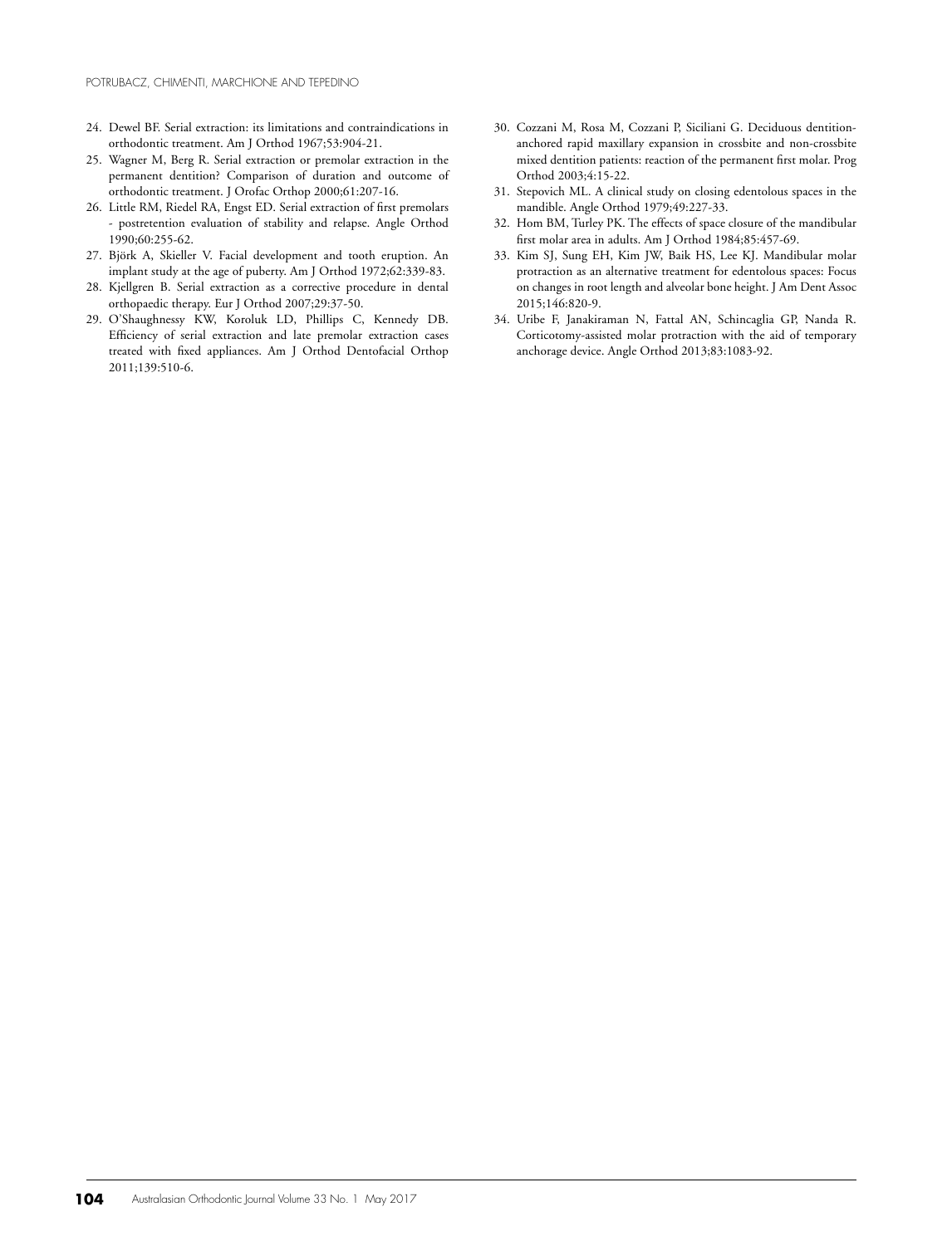24. Dewel BF. Serial extraction: its limitations and contraindications in orthodontic treatment. Am J Orthod 1967;53:904-21.
25. Wagner M, Berg R. Serial extraction or premolar extraction in the permanent dentition? Comparison of duration and outcome of orthodontic treatment. J Orofac Orthop 2000;61:207-16.
26. Little RM, Riedel RA, Engst ED. Serial extraction of first premolars - postretention evaluation of stability and relapse. Angle Orthod 1990;60:255-62.
27. Björk A, Skieller V. Facial development and tooth eruption. An implant study at the age of puberty. Am J Orthod 1972;62:339-83.
28. Kjellgren B. Serial extraction as a corrective procedure in dental orthopaedic therapy. Eur J Orthod 2007;29:37-50.
29. O'Shaughnessy KW, Koroluk LD, Phillips C, Kennedy DB. Efficiency of serial extraction and late premolar extraction cases treated with fixed appliances. Am J Orthod Dentofacial Orthop 2011;139:510-6.
30. Cozzani M, Rosa M, Cozzani P, Siciliani G. Deciduous dentition-anchored rapid maxillary expansion in crossbite and non-crossbite mixed dentition patients: reaction of the permanent first molar. Prog Orthod 2003;4:15-22.
31. Stepovich ML. A clinical study on closing edentolous spaces in the mandible. Angle Orthod 1979;49:227-33.
32. Hom BM, Turley PK. The effects of space closure of the mandibular first molar area in adults. Am J Orthod 1984;85:457-69.
33. Kim SJ, Sung EH, Kim JW, Baik HS, Lee KJ. Mandibular molar protraction as an alternative treatment for edentolous spaces: Focus on changes in root length and alveolar bone height. J Am Dent Assoc 2015;146:820-9.
34. Uribe F, Janakiraman N, Fattal AN, Schincaglia GP, Nanda R. Corticotomy-assisted molar protraction with the aid of temporary anchorage device. Angle Orthod 2013;83:1083-92.